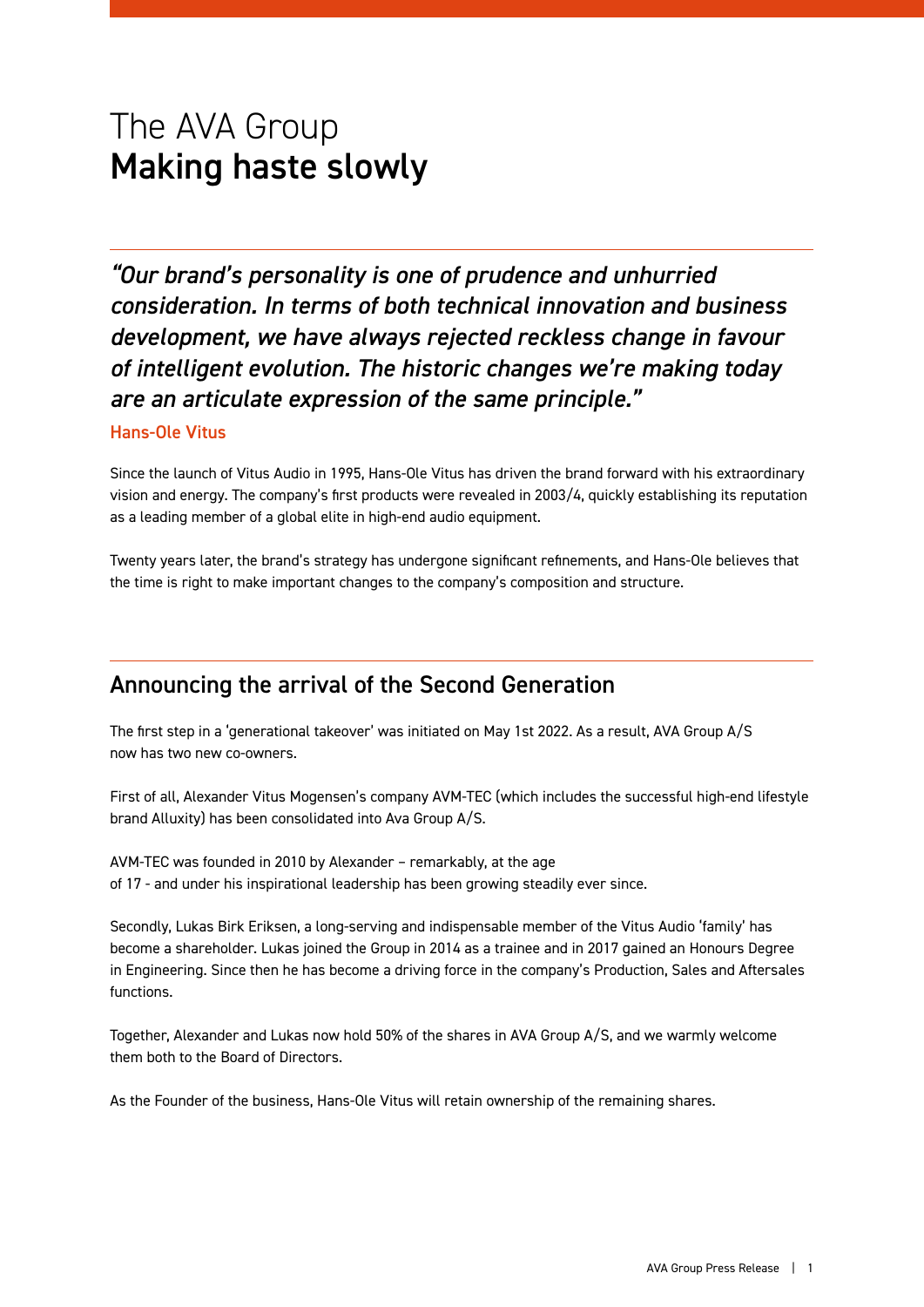# The AVA Group
# **Making haste slowly**

*"Our brand's personality is one of prudence and unhurried consideration. In terms of both technical innovation and business development, we have always rejected reckless change in favour of intelligent evolution. The historic changes we're making today are an articulate expression of the same principle."*

Hans-Ole Vitus

Since the launch of Vitus Audio in 1995, Hans-Ole Vitus has driven the brand forward with his extraordinary vision and energy. The company's first products were revealed in 2003/4, quickly establishing its reputation as a leading member of a global elite in high-end audio equipment.

Twenty years later, the brand's strategy has undergone significant refinements, and Hans-Ole believes that the time is right to make important changes to the company's composition and structure.

## Announcing the arrival of the Second Generation

The first step in a 'generational takeover' was initiated on May 1st 2022. As a result, AVA Group A/S now has two new co-owners.

First of all, Alexander Vitus Mogensen's company AVM-TEC (which includes the successful high-end lifestyle brand Alluxity) has been consolidated into Ava Group A/S.

AVM-TEC was founded in 2010 by Alexander – remarkably, at the age of 17 - and under his inspirational leadership has been growing steadily ever since.

Secondly, Lukas Birk Eriksen, a long-serving and indispensable member of the Vitus Audio 'family' has become a shareholder. Lukas joined the Group in 2014 as a trainee and in 2017 gained an Honours Degree in Engineering. Since then he has become a driving force in the company's Production, Sales and Aftersales functions.

Together, Alexander and Lukas now hold 50% of the shares in AVA Group A/S, and we warmly welcome them both to the Board of Directors.

As the Founder of the business, Hans-Ole Vitus will retain ownership of the remaining shares.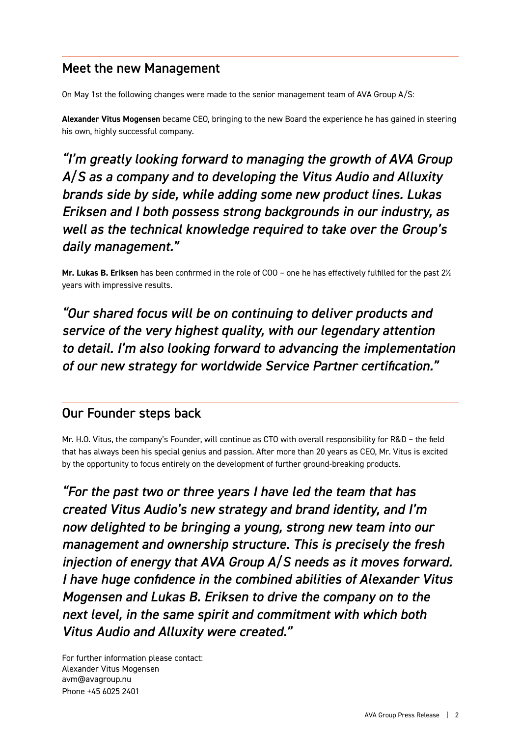## Meet the new Management

On May 1st the following changes were made to the senior management team of AVA Group A/S:

**Alexander Vitus Mogensen** became CEO, bringing to the new Board the experience he has gained in steering his own, highly successful company.

*"I'm greatly looking forward to managing the growth of AVA Group A/S as a company and to developing the Vitus Audio and Alluxity brands side by side, while adding some new product lines. Lukas Eriksen and I both possess strong backgrounds in our industry, as well as the technical knowledge required to take over the Group's daily management."*

**Mr. Lukas B. Eriksen** has been confirmed in the role of COO – one he has effectively fulfilled for the past 2½ years with impressive results.

*"Our shared focus will be on continuing to deliver products and service of the very highest quality, with our legendary attention to detail. I'm also looking forward to advancing the implementation of our new strategy for worldwide Service Partner certification."*

## Our Founder steps back

Mr. H.O. Vitus, the company's Founder, will continue as CTO with overall responsibility for R&D – the field that has always been his special genius and passion. After more than 20 years as CEO, Mr. Vitus is excited by the opportunity to focus entirely on the development of further ground-breaking products.

*"For the past two or three years I have led the team that has created Vitus Audio's new strategy and brand identity, and I'm now delighted to be bringing a young, strong new team into our management and ownership structure. This is precisely the fresh injection of energy that AVA Group A/S needs as it moves forward. I have huge confidence in the combined abilities of Alexander Vitus Mogensen and Lukas B. Eriksen to drive the company on to the next level, in the same spirit and commitment with which both Vitus Audio and Alluxity were created."*

For further information please contact:
Alexander Vitus Mogensen
avm@avagroup.nu
Phone +45 6025 2401